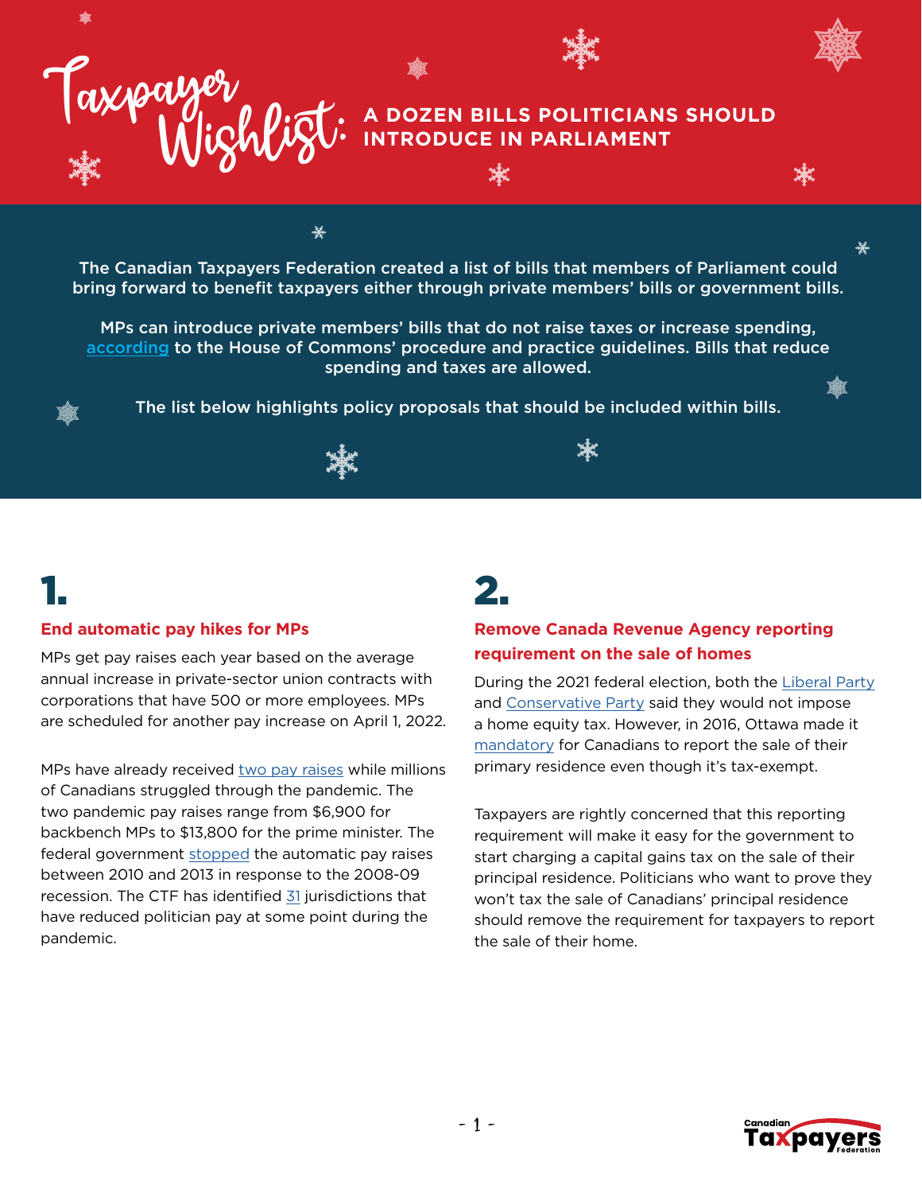# Taxpayer Wishlist: A DOZEN BILLS POLITICIANS SHOULD INTRODUCE IN PARLIAMENT

**The Canadian Taxpayers Federation created a list of bills that members of Parliament could bring forward to benefit taxpayers either through private members' bills or government bills.**

**MPs can introduce private members' bills that do not raise taxes or increase spending, according to the House of Commons' procedure and practice guidelines. Bills that reduce spending and taxes are allowed.**

**The list below highlights policy proposals that should be included within bills.**

## 1.

### End automatic pay hikes for MPs

MPs get pay raises each year based on the average annual increase in private-sector union contracts with corporations that have 500 or more employees. MPs are scheduled for another pay increase on April 1, 2022.

MPs have already received two pay raises while millions of Canadians struggled through the pandemic. The two pandemic pay raises range from $6,900 for backbench MPs to $13,800 for the prime minister. The federal government stopped the automatic pay raises between 2010 and 2013 in response to the 2008-09 recession. The CTF has identified 31 jurisdictions that have reduced politician pay at some point during the pandemic.

## 2.

### Remove Canada Revenue Agency reporting requirement on the sale of homes

During the 2021 federal election, both the Liberal Party and Conservative Party said they would not impose a home equity tax. However, in 2016, Ottawa made it mandatory for Canadians to report the sale of their primary residence even though it's tax-exempt.

Taxpayers are rightly concerned that this reporting requirement will make it easy for the government to start charging a capital gains tax on the sale of their principal residence. Politicians who want to prove they won't tax the sale of Canadians' principal residence should remove the requirement for taxpayers to report the sale of their home.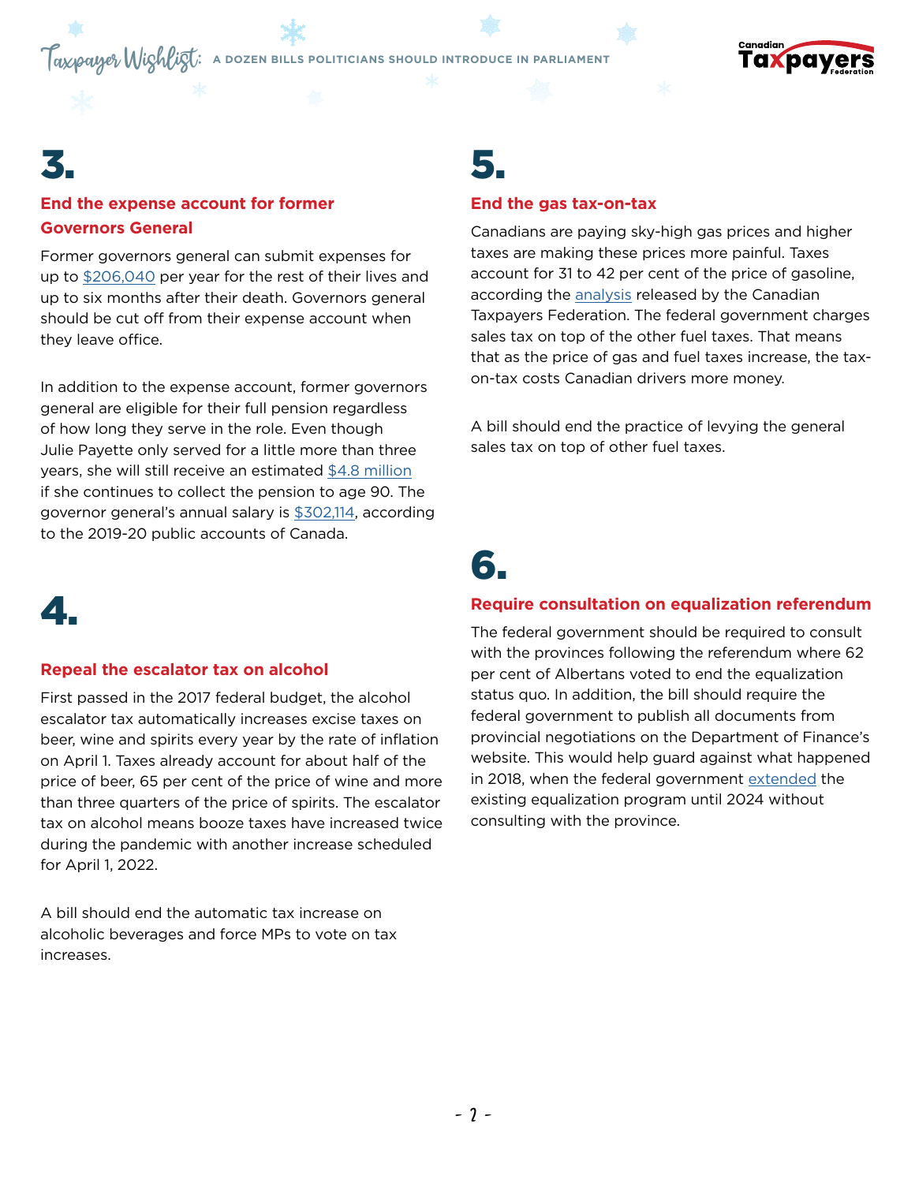## 3.

### End the expense account for former Governors General

Former governors general can submit expenses for up to $206,040 per year for the rest of their lives and up to six months after their death. Governors general should be cut off from their expense account when they leave office.

In addition to the expense account, former governors general are eligible for their full pension regardless of how long they serve in the role. Even though Julie Payette only served for a little more than three years, she will still receive an estimated $4.8 million if she continues to collect the pension to age 90. The governor general's annual salary is $302,114, according to the 2019-20 public accounts of Canada.

## 4.

### Repeal the escalator tax on alcohol

First passed in the 2017 federal budget, the alcohol escalator tax automatically increases excise taxes on beer, wine and spirits every year by the rate of inflation on April 1. Taxes already account for about half of the price of beer, 65 per cent of the price of wine and more than three quarters of the price of spirits. The escalator tax on alcohol means booze taxes have increased twice during the pandemic with another increase scheduled for April 1, 2022.

A bill should end the automatic tax increase on alcoholic beverages and force MPs to vote on tax increases.

## 5.

### End the gas tax-on-tax

Canadians are paying sky-high gas prices and higher taxes are making these prices more painful. Taxes account for 31 to 42 per cent of the price of gasoline, according the analysis released by the Canadian Taxpayers Federation. The federal government charges sales tax on top of the other fuel taxes. That means that as the price of gas and fuel taxes increase, the tax-on-tax costs Canadian drivers more money.

A bill should end the practice of levying the general sales tax on top of other fuel taxes.

## 6.

### Require consultation on equalization referendum

The federal government should be required to consult with the provinces following the referendum where 62 per cent of Albertans voted to end the equalization status quo. In addition, the bill should require the federal government to publish all documents from provincial negotiations on the Department of Finance's website. This would help guard against what happened in 2018, when the federal government extended the existing equalization program until 2024 without consulting with the province.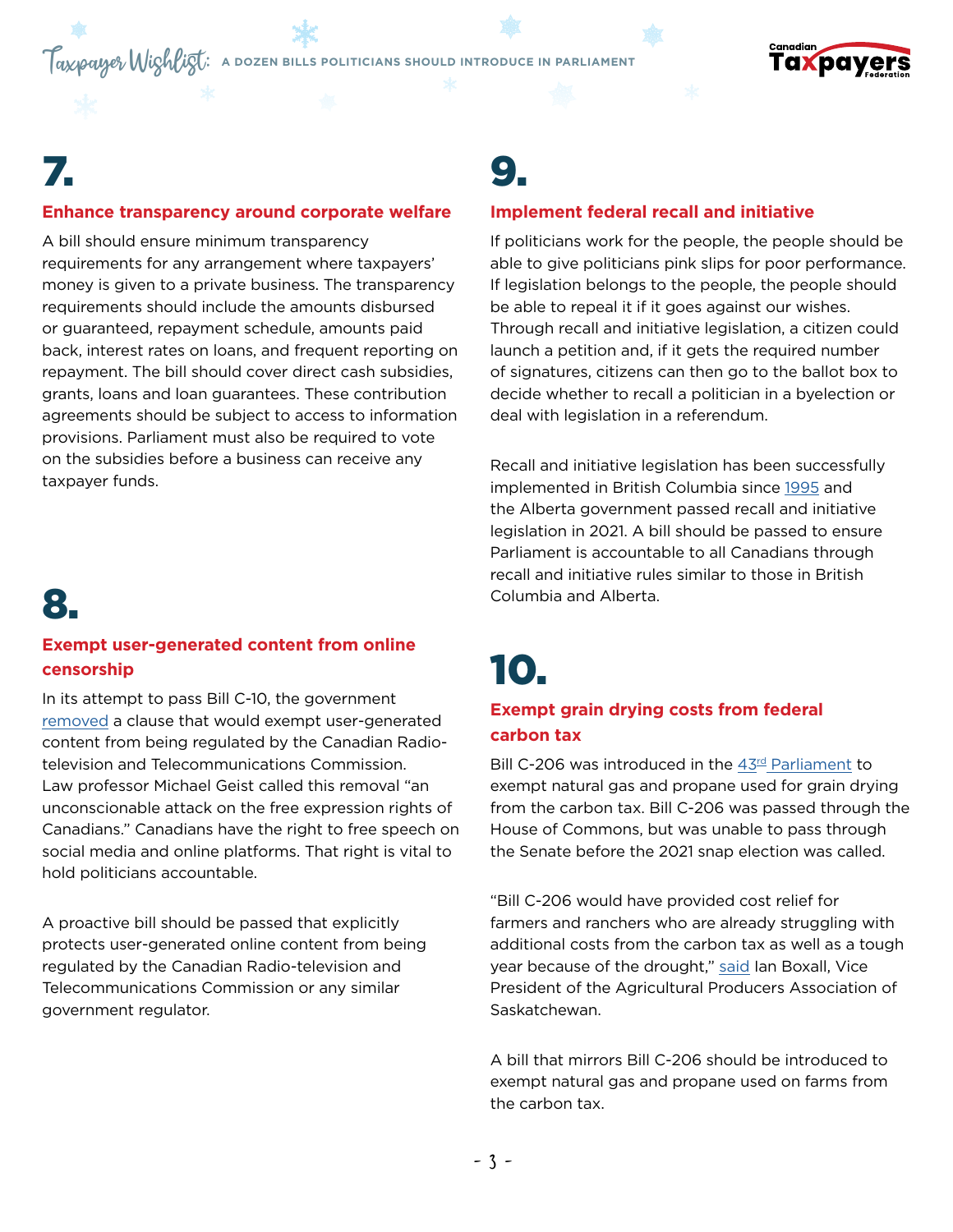## 7.

### Enhance transparency around corporate welfare

A bill should ensure minimum transparency requirements for any arrangement where taxpayers' money is given to a private business. The transparency requirements should include the amounts disbursed or guaranteed, repayment schedule, amounts paid back, interest rates on loans, and frequent reporting on repayment. The bill should cover direct cash subsidies, grants, loans and loan guarantees. These contribution agreements should be subject to access to information provisions. Parliament must also be required to vote on the subsidies before a business can receive any taxpayer funds.

## 8.

### Exempt user-generated content from online censorship

In its attempt to pass Bill C-10, the government removed a clause that would exempt user-generated content from being regulated by the Canadian Radio-television and Telecommunications Commission. Law professor Michael Geist called this removal "an unconscionable attack on the free expression rights of Canadians." Canadians have the right to free speech on social media and online platforms. That right is vital to hold politicians accountable.

A proactive bill should be passed that explicitly protects user-generated online content from being regulated by the Canadian Radio-television and Telecommunications Commission or any similar government regulator.

## 9.

### Implement federal recall and initiative

If politicians work for the people, the people should be able to give politicians pink slips for poor performance. If legislation belongs to the people, the people should be able to repeal it if it goes against our wishes. Through recall and initiative legislation, a citizen could launch a petition and, if it gets the required number of signatures, citizens can then go to the ballot box to decide whether to recall a politician in a byelection or deal with legislation in a referendum.

Recall and initiative legislation has been successfully implemented in British Columbia since 1995 and the Alberta government passed recall and initiative legislation in 2021. A bill should be passed to ensure Parliament is accountable to all Canadians through recall and initiative rules similar to those in British Columbia and Alberta.

## 10.

### Exempt grain drying costs from federal carbon tax

Bill C-206 was introduced in the 43rd Parliament to exempt natural gas and propane used for grain drying from the carbon tax. Bill C-206 was passed through the House of Commons, but was unable to pass through the Senate before the 2021 snap election was called.

"Bill C-206 would have provided cost relief for farmers and ranchers who are already struggling with additional costs from the carbon tax as well as a tough year because of the drought," said Ian Boxall, Vice President of the Agricultural Producers Association of Saskatchewan.

A bill that mirrors Bill C-206 should be introduced to exempt natural gas and propane used on farms from the carbon tax.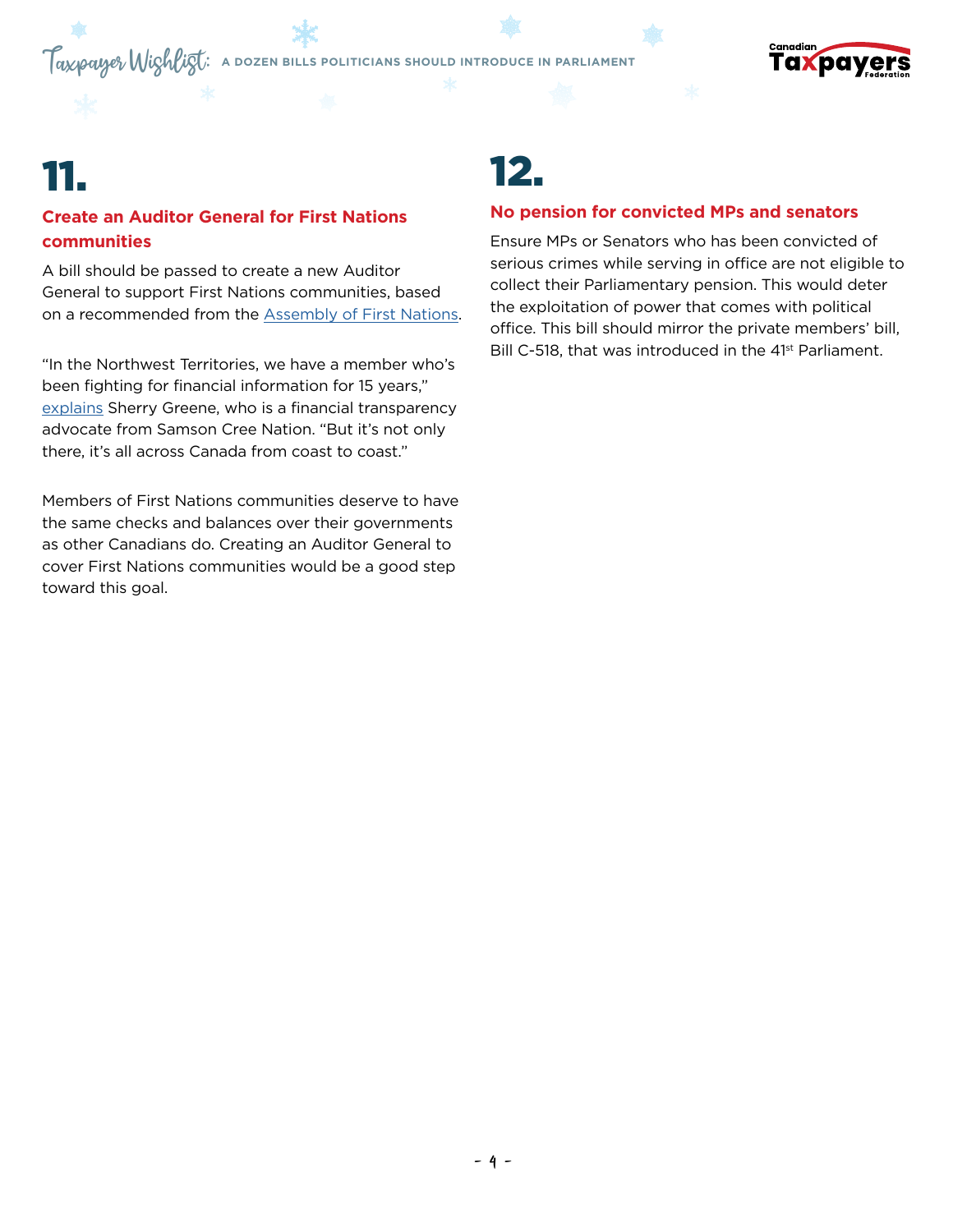## 11.

### Create an Auditor General for First Nations communities

A bill should be passed to create a new Auditor General to support First Nations communities, based on a recommended from the Assembly of First Nations.

"In the Northwest Territories, we have a member who's been fighting for financial information for 15 years," explains Sherry Greene, who is a financial transparency advocate from Samson Cree Nation. "But it's not only there, it's all across Canada from coast to coast."

Members of First Nations communities deserve to have the same checks and balances over their governments as other Canadians do. Creating an Auditor General to cover First Nations communities would be a good step toward this goal.

## 12.

### No pension for convicted MPs and senators

Ensure MPs or Senators who has been convicted of serious crimes while serving in office are not eligible to collect their Parliamentary pension. This would deter the exploitation of power that comes with political office. This bill should mirror the private members' bill, Bill C-518, that was introduced in the 41st Parliament.